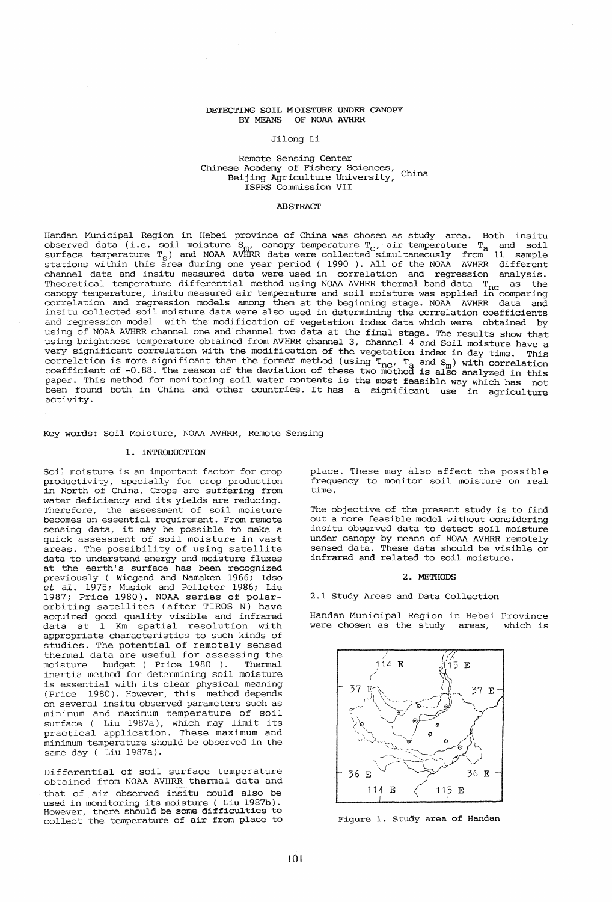# DETECTING SOIL MOISTURE UNDER CANOPY BY MEANS OF NOAA AVHRR

Jilong Li

Remote Sensing Center
Chinese Academy of Fishery Sciences, Beijing Agriculture University, China
ISPRS Commission VII

## ABSTRACT

Handan Municipal Region in Hebei province of China was chosen as study area. Both insitu observed data (i.e. soil moisture $S_m$, canopy temperature $T_c$, air temperature $T_a$ and soil surface temperature $T_s$) and NOAA AVHRR data were collected simultaneously from 11 sample stations within this area during one year period ( 1990 ). All of the NOAA AVHRR different channel data and insitu measured data were used in correlation and regression analysis. Theoretical temperature differential method using NOAA AVHRR thermal band data $T_{nc}$ as the canopy temperature, insitu measured air temperature and soil moisture was applied in comparing correlation and regression models among them at the beginning stage. NOAA AVHRR data and insitu collected soil moisture data were also used in determining the correlation coefficients and regression model with the modification of vegetation index data which were obtained by using of NOAA AVHRR channel one and channel two data at the final stage. The results show that using brightness temperature obtained from AVHRR channel 3, channel 4 and Soil moisture have a very significant correlation with the modification of the vegetation index in day time. This correlation is more significant than the former method (using $T_{nc}$, $T_a$ and $S_m$) with correlation coefficient of -0.88. The reason of the deviation of these two method is also analyzed in this paper. This method for monitoring soil water contents is the most feasible way which has not been found both in China and other countries. It has a significant use in agriculture activity.

**Key words:** Soil Moisture, NOAA AVHRR, Remote Sensing

## 1. INTRODUCTION

Soil moisture is an important factor for crop productivity, specially for crop production in North of China. Crops are suffering from water deficiency and its yields are reducing. Therefore, the assessment of soil moisture becomes an essential requirement. From remote sensing data, it may be possible to make a quick assessment of soil moisture in vast areas. The possibility of using satellite data to understand energy and moisture fluxes at the earth's surface has been recognized previously ( Wiegand and Namaken 1966; Idso *et al.* 1975; Musick and Pelleter 1986; Liu 1987; Price 1980). NOAA series of polar-orbiting satellites (after TIROS N) have acquired good quality visible and infrared data at 1 Km spatial resolution with appropriate characteristics to such kinds of studies. The potential of remotely sensed thermal data are useful for assessing the moisture budget ( Price 1980 ). Thermal inertia method for determining soil moisture is essential with its clear physical meaning (Price 1980). However, this method depends on several insitu observed parameters such as minimum and maximum temperature of soil surface ( Liu 1987a), which may limit its practical application. These maximum and minimum temperature should be observed in the same day ( Liu 1987a).

Differential of soil surface temperature obtained from NOAA AVHRR thermal data and that of air observed insitu could also be used in monitoring its moisture ( Liu 1987b). However, there should be some difficulties to collect the temperature of air from place to place. These may also affect the possible frequency to monitor soil moisture on real time.

The objective of the present study is to find out a more feasible model without considering insitu observed data to detect soil moisture under canopy by means of NOAA AVHRR remotely sensed data. These data should be visible or infrared and related to soil moisture.

## 2. METHODS

### 2.1 Study Areas and Data Collection

Handan Municipal Region in Hebei Province were chosen as the study areas, which is

Figure 1. Study area of Handan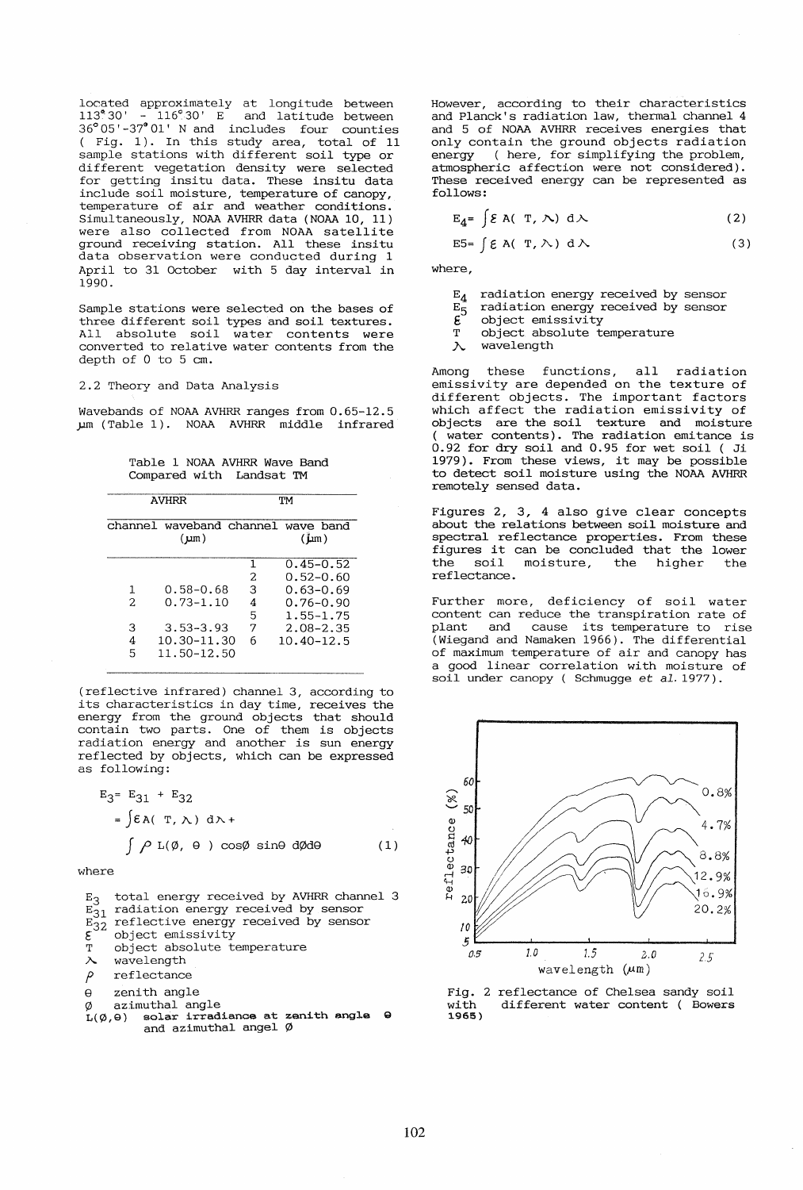located approximately at longitude between 113°30' - 116°30' E and latitude between 36°05'-37°01' N and includes four counties ( Fig. 1). In this study area, total of 11 sample stations with different soil type or different vegetation density were selected for getting insitu data. These insitu data include soil moisture, temperature of canopy, temperature of air and weather conditions. Simultaneously, NOAA AVHRR data (NOAA 10, 11) were also collected from NOAA satellite ground receiving station. All these insitu data observation were conducted during 1 April to 31 October with 5 day interval in 1990.

Sample stations were selected on the bases of three different soil types and soil textures. All absolute soil water contents were converted to relative water contents from the depth of 0 to 5 cm.

## 2.2 Theory and Data Analysis

Wavebands of NOAA AVHRR ranges from 0.65-12.5 µm (Table 1). NOAA AVHRR middle infrared (reflective infrared) channel 3, according to its characteristics in day time, receives the energy from the ground objects that should contain two parts. One of them is objects radiation energy and another is sun energy reflected by objects, which can be expressed as following:

Table 1 NOAA AVHRR Wave Band Compared with Landsat TM

| AVHRR | | TM | |
|---|---|---|---|
| channel | waveband (µm) | channel | wave band (µm) |
| | | 1 | 0.45-0.52 |
| | | 2 | 0.52-0.60 |
| 1 | 0.58-0.68 | 3 | 0.63-0.69 |
| 2 | 0.73-1.10 | 4 | 0.76-0.90 |
| | | 5 | 1.55-1.75 |
| 3 | 3.53-3.93 | 7 | 2.08-2.35 |
| 4 | 10.30-11.30 | 6 | 10.40-12.5 |
| 5 | 11.50-12.50 | | |

$$E_3 = E_{31} + E_{32} = \int \varepsilon A(T, \lambda)\, d\lambda + \int \rho L(\phi, \theta) \cos\phi \sin\theta \, d\phi d\theta \qquad (1)$$

where

- $E_3$ total energy received by AVHRR channel 3
- $E_{31}$ radiation energy received by sensor
- $E_{32}$ reflective energy received by sensor
- $\varepsilon$ object emissivity
- $T$ object absolute temperature
- $\lambda$ wavelength
- $\rho$ reflectance
- $\theta$ zenith angle
- $\phi$ azimuthal angle
- $L(\phi,\theta)$ **solar irradiance at zenith angle $\theta$** and azimuthal angel $\phi$

However, according to their characteristics and Planck's radiation law, thermal channel 4 and 5 of NOAA AVHRR receives energies that only contain the ground objects radiation energy ( here, for simplifying the problem, atmospheric affection were not considered). These received energy can be represented as follows:

$$E_4 = \int \varepsilon A(T, \lambda)\, d\lambda \qquad (2)$$

$$E5 = \int \varepsilon A(T, \lambda)\, d\lambda \qquad (3)$$

where,

- $E_4$ radiation energy received by sensor
- $E_5$ radiation energy received by sensor
- $\varepsilon$ object emissivity
- $T$ object absolute temperature
- $\lambda$ wavelength

Among these functions, all radiation emissivity are depended on the texture of different objects. The important factors which affect the radiation emissivity of objects are the soil texture and moisture ( water contents). The radiation emitance is 0.92 for dry soil and 0.95 for wet soil ( Ji 1979). From these views, it may be possible to detect soil moisture using the NOAA AVHRR remotely sensed data.

Figures 2, 3, 4 also give clear concepts about the relations between soil moisture and spectral reflectance properties. From these figures it can be concluded that the lower the soil moisture, the higher the reflectance.

Further more, deficiency of soil water content can reduce the transpiration rate of plant and cause its temperature to rise (Wiegand and Namaken 1966). The differential of maximum temperature of air and canopy has a good linear correlation with moisture of soil under canopy ( Schmugge *et al.* 1977).

Fig. 2 reflectance of Chelsea sandy soil with different water content ( Bowers 1965)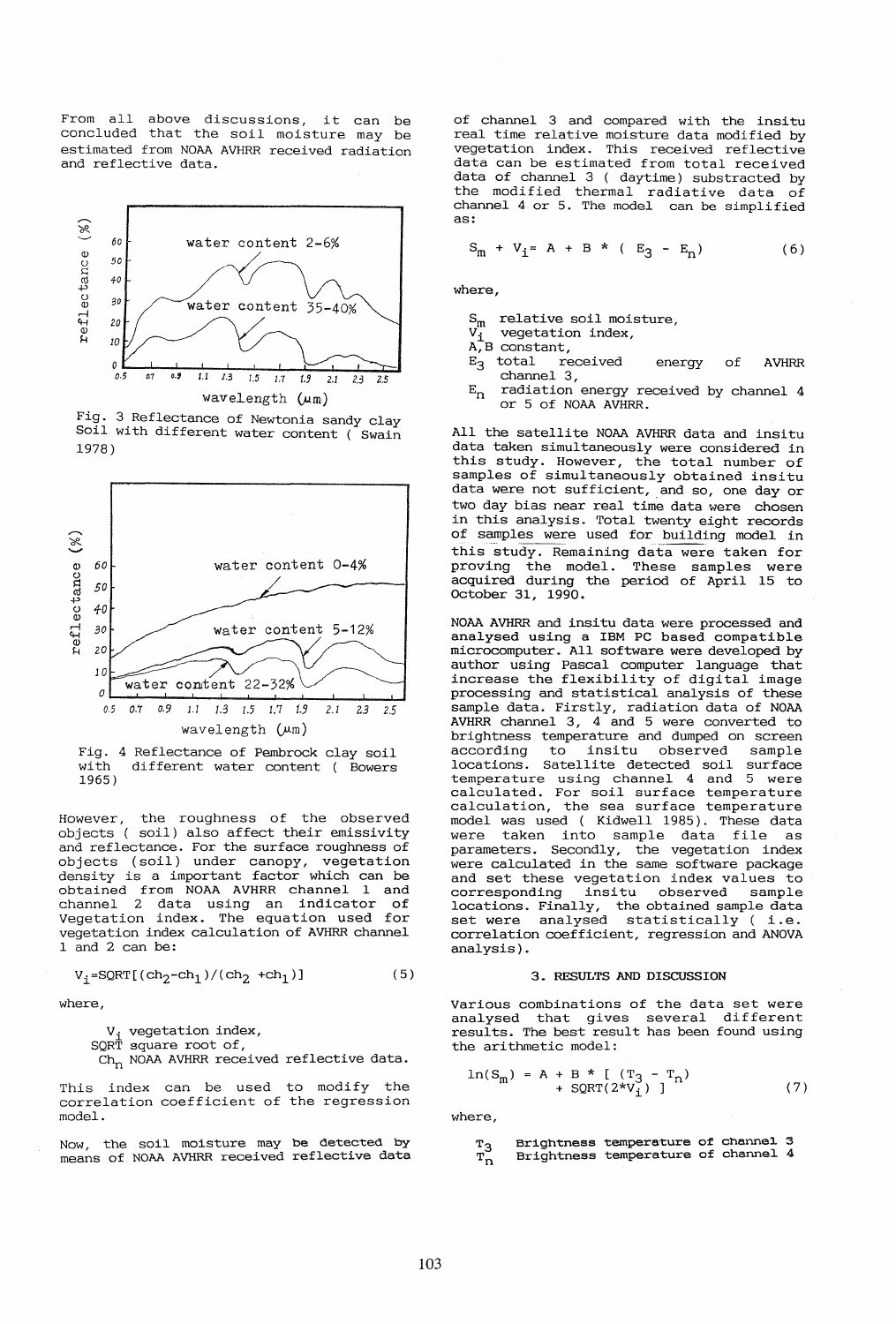From all above discussions, it can be concluded that the soil moisture may be estimated from NOAA AVHRR received radiation and reflective data.

Fig. 3 Reflectance of Newtonia sandy clay Soil with different water content ( Swain 1978)

Fig. 4 Reflectance of Pembrock clay soil with different water content ( Bowers 1965)

However, the roughness of the observed objects ( soil) also affect their emissivity and reflectance. For the surface roughness of objects (soil) under canopy, vegetation density is a important factor which can be obtained from NOAA AVHRR channel 1 and channel 2 data using an indicator of Vegetation index. The equation used for vegetation index calculation of AVHRR channel 1 and 2 can be:

$$V_i = SQRT[(ch_2 - ch_1)/(ch_2 + ch_1)] \quad (5)$$

where,

$V_i$ vegetation index,
SQRT square root of,
$Ch_n$ NOAA AVHRR received reflective data.

This index can be used to modify the correlation coefficient of the regression model.

Now, the soil moisture may be detected by means of NOAA AVHRR received reflective data of channel 3 and compared with the insitu real time relative moisture data modified by vegetation index. This received reflective data can be estimated from total received data of channel 3 ( daytime) substracted by the modified thermal radiative data of channel 4 or 5. The model can be simplified as:

$$S_m + V_i = A + B * ( E_3 - E_n) \quad (6)$$

where,

$S_m$ relative soil moisture,
$V_i$ vegetation index,
A,B constant,
$E_3$ total received energy of AVHRR channel 3,
$E_n$ radiation energy received by channel 4 or 5 of NOAA AVHRR.

All the satellite NOAA AVHRR data and insitu data taken simultaneously were considered in this study. However, the total number of samples of simultaneously obtained insitu data were not sufficient, and so, one day or two day bias near real time data were chosen in this analysis. Total twenty eight records of samples were used for building model in this study. Remaining data were taken for proving the model. These samples were acquired during the period of April 15 to October 31, 1990.

NOAA AVHRR and insitu data were processed and analysed using a IBM PC based compatible microcomputer. All software were developed by author using Pascal computer language that increase the flexibility of digital image processing and statistical analysis of these sample data. Firstly, radiation data of NOAA AVHRR channel 3, 4 and 5 were converted to brightness temperature and dumped on screen according to insitu observed sample locations. Satellite detected soil surface temperature using channel 4 and 5 were calculated. For soil surface temperature calculation, the sea surface temperature model was used ( Kidwell 1985). These data were taken into sample data file as parameters. Secondly, the vegetation index were calculated in the same software package and set these vegetation index values to corresponding insitu observed sample locations. Finally, the obtained sample data set were analysed statistically ( i.e. correlation coefficient, regression and ANOVA analysis).

## 3. RESULTS AND DISCUSSION

Various combinations of the data set were analysed that gives several different results. The best result has been found using the arithmetic model:

$$\ln(S_m) = A + B * [ (T_3 - T_n) + SQRT(2*V_i) ] \quad (7)$$

where,

$T_3$ Brightness temperature of channel 3
$T_n$ Brightness temperature of channel 4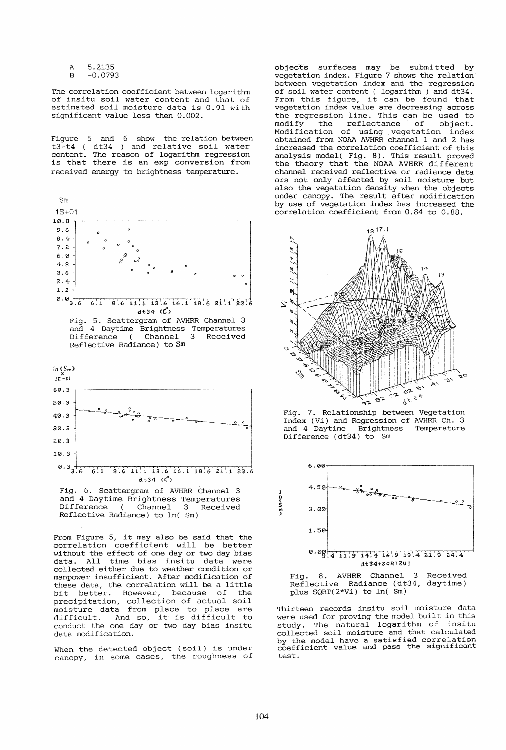A 5.2135
B -0.0793

The correlation coefficient between logarithm of insitu soil water content and that of estimated soil moisture data is 0.91 with significant value less then 0.002.

Figure 5 and 6 show the relation between t3-t4 ( dt34 ) and relative soil water content. The reason of logarithm regression is that there is an exp conversion from received energy to brightness temperature.

Fig. 5. Scattergram of AVHRR Channel 3 and 4 Daytime Brightness Temperatures Difference ( Channel 3 Received Reflective Radiance) to Sm

Fig. 6. Scattergram of AVHRR Channel 3 and 4 Daytime Brightness Temperatures Difference ( Channel 3 Received Reflective Radiance) to ln( Sm)

From Figure 5, it may also be said that the correlation coefficient will be better without the effect of one day or two day bias data. All time bias insitu data were collected either due to weather condition or manpower insufficient. After modification of these data, the correlation will be a little bit better. However, because of the precipitation, collection of actual soil moisture data from place to place are difficult. And so, it is difficult to conduct the one day or two day bias insitu data modification.

When the detected object (soil) is under canopy, in some cases, the roughness of objects surfaces may be submitted by vegetation index. Figure 7 shows the relation between vegetation index and the regression of soil water content ( logarithm ) and dt34. From this figure, it can be found that vegetation index value are decreasing across the regression line. This can be used to modify the reflectance of object. Modification of using vegetation index obtained from NOAA AVHRR channel 1 and 2 has increased the correlation coefficient of this analysis model( Fig. 8). This result proved the theory that the NOAA AVHRR different channel received reflective or radiance data are not only affected by soil moisture but also the vegetation density when the objects under canopy. The result after modification by use of vegetation index has increased the correlation coefficient from 0.84 to 0.88.

Fig. 7. Relationship between Vegetation Index (Vi) and Regression of AVHRR Ch. 3 and 4 Daytime Brightness Temperature Difference (dt34) to Sm

Fig. 8. AVHRR Channel 3 Received Reflective Radiance (dt34, daytime) plus SQRT(2*Vi) to ln( Sm)

Thirteen records insitu soil moisture data were used for proving the model built in this study. The natural logarithm of insitu collected soil moisture and that calculated by the model have a satisfied correlation coefficient value and pass the significant test.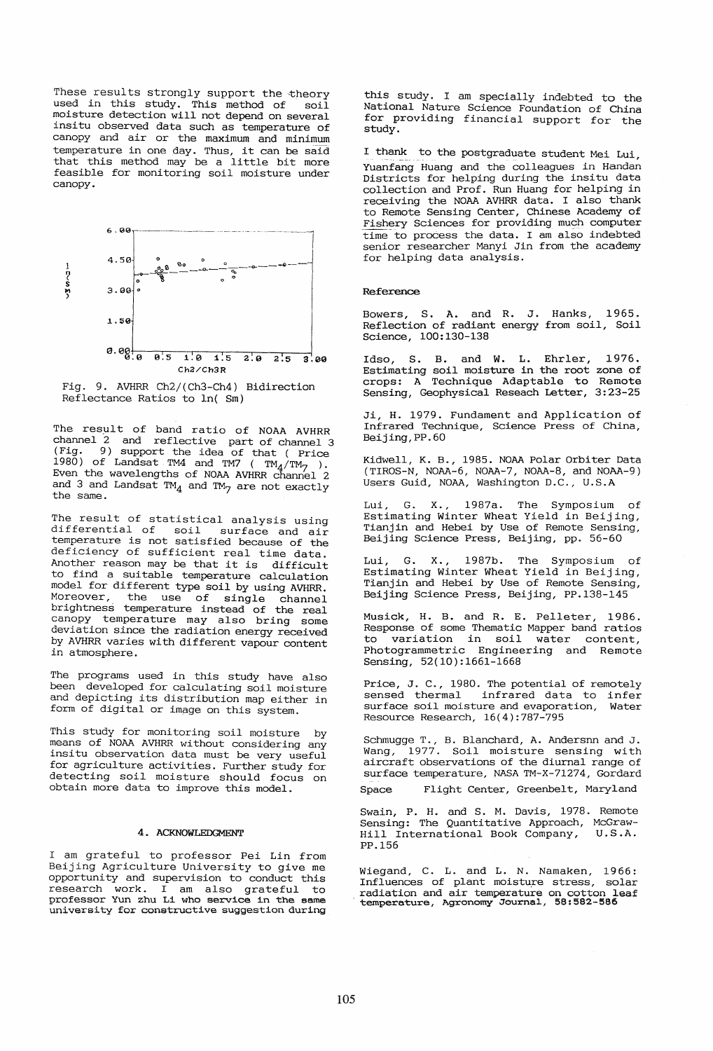These results strongly support the theory used in this study. This method of soil moisture detection will not depend on several insitu observed data such as temperature of canopy and air or the maximum and minimum temperature in one day. Thus, it can be said that this method may be a little bit more feasible for monitoring soil moisture under canopy.

6.00
4.50
3.00
1.50
0.00
ln(Sm)
0.0 0.5 1.0 1.5 2.0 2.5 3.00
Ch2/Ch3R

Fig. 9. AVHRR Ch2/(Ch3-Ch4) Bidirection Reflectance Ratios to ln( Sm)

The result of band ratio of NOAA AVHRR channel 2 and reflective part of channel 3 (Fig. 9) support the idea of that ( Price 1980) of Landsat TM4 and TM7 ( $TM_4/TM_7$ ). Even the wavelengths of NOAA AVHRR channel 2 and 3 and Landsat $TM_4$ and $TM_7$ are not exactly the same.

The result of statistical analysis using differential of soil surface and air temperature is not satisfied because of the deficiency of sufficient real time data. Another reason may be that it is difficult to find a suitable temperature calculation model for different type soil by using AVHRR. Moreover, the use of single channel brightness temperature instead of the real canopy temperature may also bring some deviation since the radiation energy received by AVHRR varies with different vapour content in atmosphere.

The programs used in this study have also been developed for calculating soil moisture and depicting its distribution map either in form of digital or image on this system.

This study for monitoring soil moisture by means of NOAA AVHRR without considering any insitu observation data must be very useful for agriculture activities. Further study for detecting soil moisture should focus on obtain more data to improve this model.

## 4. ACKNOWLEDGMENT

I am grateful to professor Pei Lin from Beijing Agriculture University to give me opportunity and supervision to conduct this research work. I am also grateful to professor Yun zhu Li who service in the same university for constructive suggestion during this study. I am specially indebted to the National Nature Science Foundation of China for providing financial support for the study.

I thank to the postgraduate student Mei Lui, Yuanfang Huang and the colleagues in Handan Districts for helping during the insitu data collection and Prof. Run Huang for helping in receiving the NOAA AVHRR data. I also thank to Remote Sensing Center, Chinese Academy of Fishery Sciences for providing much computer time to process the data. I am also indebted senior researcher Manyi Jin from the academy for helping data analysis.

## Reference

Bowers, S. A. and R. J. Hanks, 1965. Reflection of radiant energy from soil, Soil Science, 100:130-138

Idso, S. B. and W. L. Ehrler, 1976. Estimating soil moisture in the root zone of crops: A Technique Adaptable to Remote Sensing, Geophysical Reseach Letter, 3:23-25

Ji, H. 1979. Fundament and Application of Infrared Technique, Science Press of China, Beijing, PP.60

Kidwell, K. B., 1985. NOAA Polar Orbiter Data (TIROS-N, NOAA-6, NOAA-7, NOAA-8, and NOAA-9) Users Guid, NOAA, Washington D.C., U.S.A

Lui, G. X., 1987a. The Symposium of Estimating Winter Wheat Yield in Beijing, Tianjin and Hebei by Use of Remote Sensing, Beijing Science Press, Beijing, pp. 56-60

Lui, G. X., 1987b. The Symposium of Estimating Winter Wheat Yield in Beijing, Tianjin and Hebei by Use of Remote Sensing, Beijing Science Press, Beijing, PP.138-145

Musick, H. B. and R. E. Pelleter, 1986. Response of some Thematic Mapper band ratios to variation in soil water content, Photogrammetric Engineering and Remote Sensing, 52(10):1661-1668

Price, J. C., 1980. The potential of remotely sensed thermal infrared data to infer surface soil moisture and evaporation, Water Resource Research, 16(4):787-795

Schmugge T., B. Blanchard, A. Andersnn and J. Wang, 1977. Soil moisture sensing with aircraft observations of the diurnal range of surface temperature, NASA TM-X-71274, Gordard Space Flight Center, Greenbelt, Maryland

Swain, P. H. and S. M. Davis, 1978. Remote Sensing: The Quantitative Approach, McGraw-Hill International Book Company, U.S.A. PP.156

Wiegand, C. L. and L. N. Namaken, 1966: Influences of plant moisture stress, solar radiation and air temperature on cotton leaf temperature, Agronomy Journal, 58:582-586